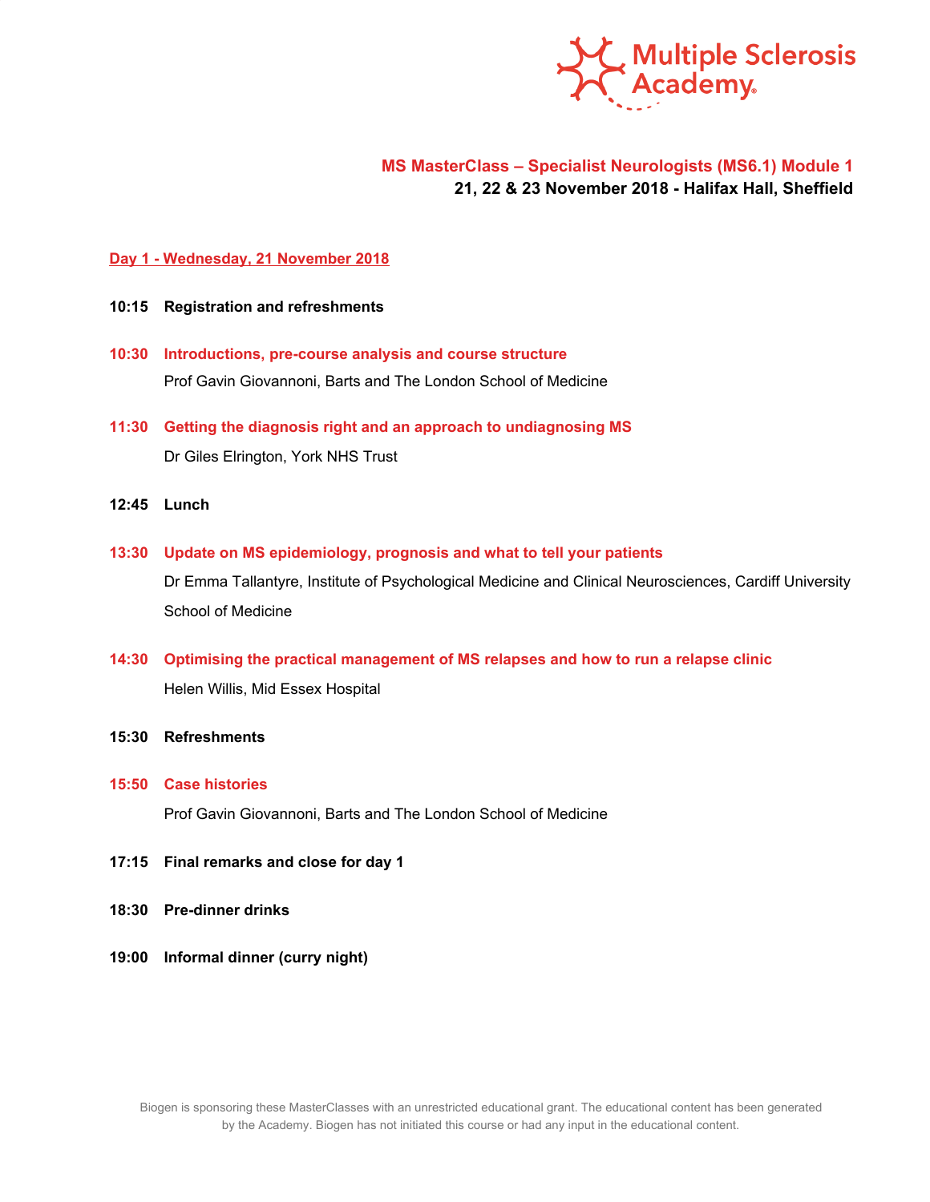Multiple Sclerosis Academy

## MS MasterClass – Specialist Neurologists (MS6.1) Module 1

**21, 22 & 23 November 2018 - Halifax Hall, Sheffield**

### Day 1 - Wednesday, 21 November 2018

**10:15 Registration and refreshments**

**10:30 Introductions, pre-course analysis and course structure**
Prof Gavin Giovannoni, Barts and The London School of Medicine

**11:30 Getting the diagnosis right and an approach to undiagnosing MS**
Dr Giles Elrington, York NHS Trust

**12:45 Lunch**

**13:30 Update on MS epidemiology, prognosis and what to tell your patients**
Dr Emma Tallantyre, Institute of Psychological Medicine and Clinical Neurosciences, Cardiff University School of Medicine

**14:30 Optimising the practical management of MS relapses and how to run a relapse clinic**
Helen Willis, Mid Essex Hospital

**15:30 Refreshments**

**15:50 Case histories**
Prof Gavin Giovannoni, Barts and The London School of Medicine

**17:15 Final remarks and close for day 1**

**18:30 Pre-dinner drinks**

**19:00 Informal dinner (curry night)**

Biogen is sponsoring these MasterClasses with an unrestricted educational grant. The educational content has been generated by the Academy. Biogen has not initiated this course or had any input in the educational content.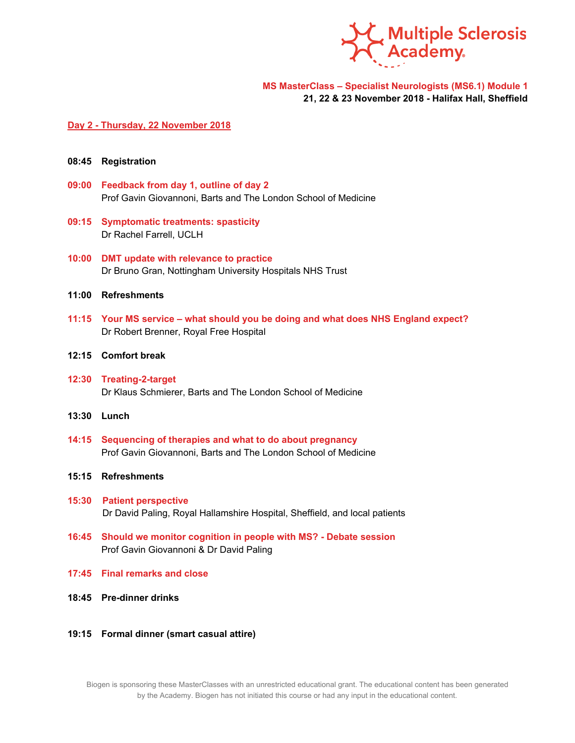Multiple Sclerosis Academy

**MS MasterClass – Specialist Neurologists (MS6.1) Module 1**
**21, 22 & 23 November 2018 - Halifax Hall, Sheffield**

## Day 2 - Thursday, 22 November 2018

**08:45 Registration**

**09:00 Feedback from day 1, outline of day 2**
Prof Gavin Giovannoni, Barts and The London School of Medicine

**09:15 Symptomatic treatments: spasticity**
Dr Rachel Farrell, UCLH

**10:00 DMT update with relevance to practice**
Dr Bruno Gran, Nottingham University Hospitals NHS Trust

**11:00 Refreshments**

**11:15 Your MS service – what should you be doing and what does NHS England expect?**
Dr Robert Brenner, Royal Free Hospital

**12:15 Comfort break**

**12:30 Treating-2-target**
Dr Klaus Schmierer, Barts and The London School of Medicine

**13:30 Lunch**

**14:15 Sequencing of therapies and what to do about pregnancy**
Prof Gavin Giovannoni, Barts and The London School of Medicine

**15:15 Refreshments**

**15:30 Patient perspective**
Dr David Paling, Royal Hallamshire Hospital, Sheffield, and local patients

**16:45 Should we monitor cognition in people with MS? - Debate session**
Prof Gavin Giovannoni & Dr David Paling

**17:45 Final remarks and close**

**18:45 Pre-dinner drinks**

**19:15 Formal dinner (smart casual attire)**

Biogen is sponsoring these MasterClasses with an unrestricted educational grant. The educational content has been generated by the Academy. Biogen has not initiated this course or had any input in the educational content.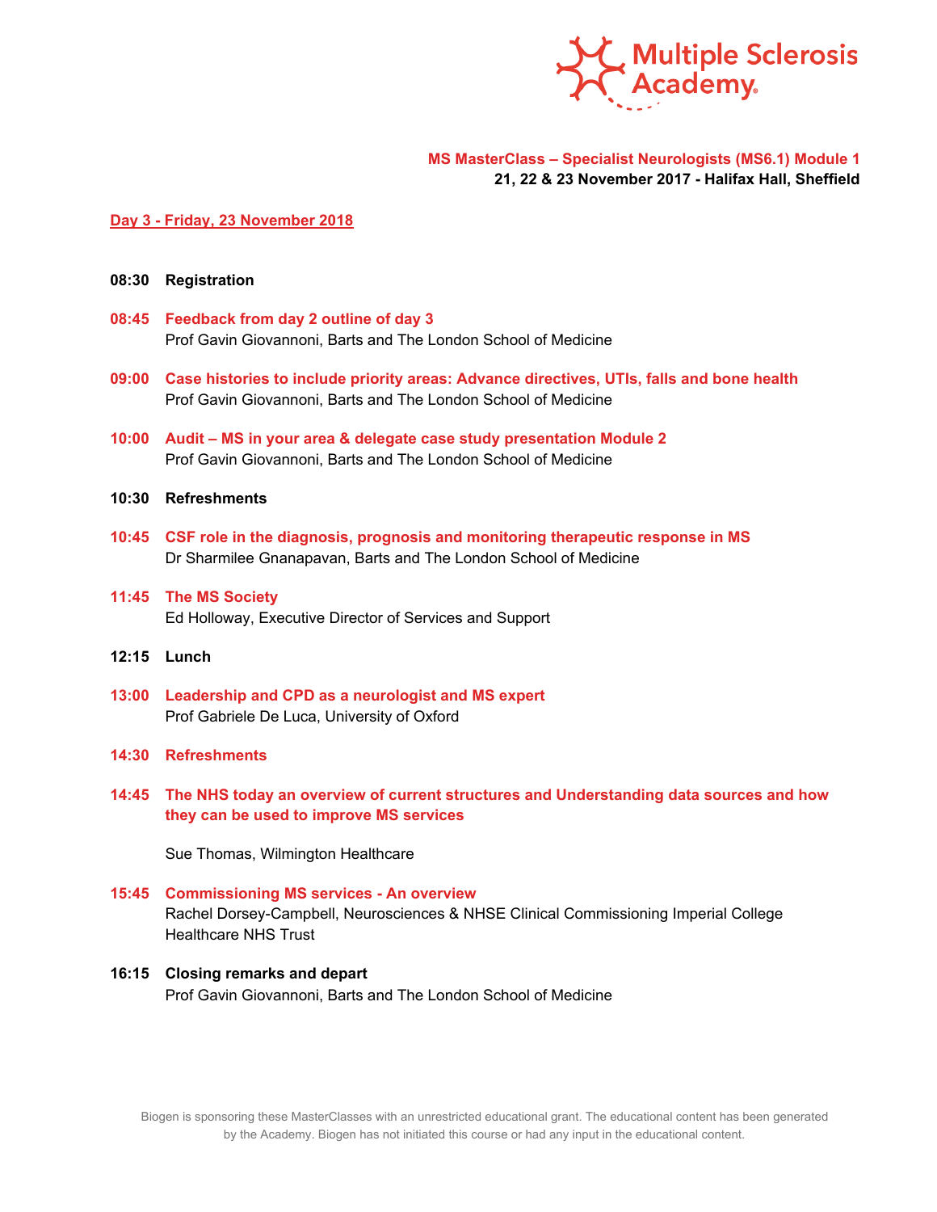Multiple Sclerosis Academy

**MS MasterClass – Specialist Neurologists (MS6.1) Module 1**
**21, 22 & 23 November 2017 - Halifax Hall, Sheffield**

## Day 3 - Friday, 23 November 2018

**08:30 Registration**

**08:45 Feedback from day 2 outline of day 3**
Prof Gavin Giovannoni, Barts and The London School of Medicine

**09:00 Case histories to include priority areas: Advance directives, UTIs, falls and bone health**
Prof Gavin Giovannoni, Barts and The London School of Medicine

**10:00 Audit – MS in your area & delegate case study presentation Module 2**
Prof Gavin Giovannoni, Barts and The London School of Medicine

**10:30 Refreshments**

**10:45 CSF role in the diagnosis, prognosis and monitoring therapeutic response in MS**
Dr Sharmilee Gnanapavan, Barts and The London School of Medicine

**11:45 The MS Society**
Ed Holloway, Executive Director of Services and Support

**12:15 Lunch**

**13:00 Leadership and CPD as a neurologist and MS expert**
Prof Gabriele De Luca, University of Oxford

**14:30 Refreshments**

**14:45 The NHS today an overview of current structures and Understanding data sources and how they can be used to improve MS services**

Sue Thomas, Wilmington Healthcare

**15:45 Commissioning MS services - An overview**
Rachel Dorsey-Campbell, Neurosciences & NHSE Clinical Commissioning Imperial College Healthcare NHS Trust

**16:15 Closing remarks and depart**
Prof Gavin Giovannoni, Barts and The London School of Medicine

Biogen is sponsoring these MasterClasses with an unrestricted educational grant. The educational content has been generated by the Academy. Biogen has not initiated this course or had any input in the educational content.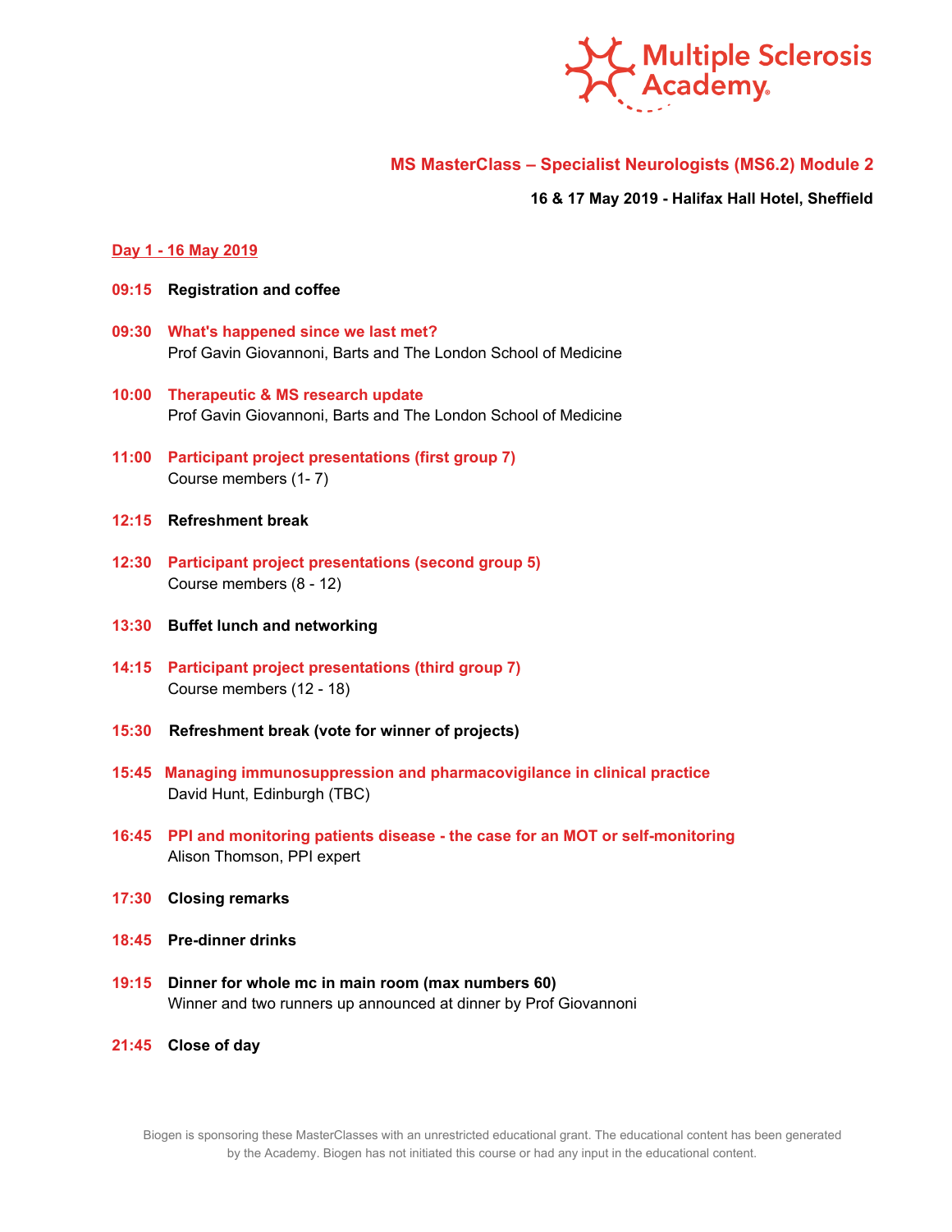# MS MasterClass – Specialist Neurologists (MS6.2) Module 2

**16 & 17 May 2019 - Halifax Hall Hotel, Sheffield**

## Day 1 - 16 May 2019

**09:15** **Registration and coffee**

**09:30** **What's happened since we last met?**
Prof Gavin Giovannoni, Barts and The London School of Medicine

**10:00** **Therapeutic & MS research update**
Prof Gavin Giovannoni, Barts and The London School of Medicine

**11:00** **Participant project presentations (first group 7)**
Course members (1- 7)

**12:15** **Refreshment break**

**12:30** **Participant project presentations (second group 5)**
Course members (8 - 12)

**13:30** **Buffet lunch and networking**

**14:15** **Participant project presentations (third group 7)**
Course members (12 - 18)

**15:30** **Refreshment break (vote for winner of projects)**

**15:45** **Managing immunosuppression and pharmacovigilance in clinical practice**
David Hunt, Edinburgh (TBC)

**16:45** **PPI and monitoring patients disease - the case for an MOT or self-monitoring**
Alison Thomson, PPI expert

**17:30** **Closing remarks**

**18:45** **Pre-dinner drinks**

**19:15** **Dinner for whole mc in main room (max numbers 60)**
Winner and two runners up announced at dinner by Prof Giovannoni

**21:45** **Close of day**

Biogen is sponsoring these MasterClasses with an unrestricted educational grant. The educational content has been generated by the Academy. Biogen has not initiated this course or had any input in the educational content.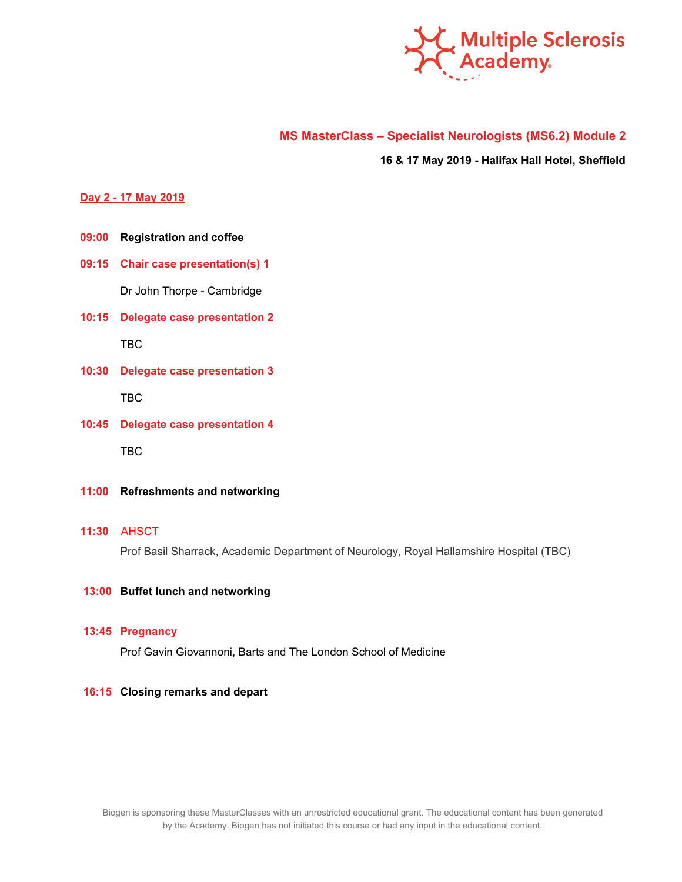Multiple Sclerosis Academy

## MS MasterClass – Specialist Neurologists (MS6.2) Module 2

**16 & 17 May 2019 - Halifax Hall Hotel, Sheffield**

### Day 2 - 17 May 2019

**09:00** **Registration and coffee**

**09:15** **Chair case presentation(s) 1**

Dr John Thorpe - Cambridge

**10:15** **Delegate case presentation 2**

TBC

**10:30** **Delegate case presentation 3**

TBC

**10:45** **Delegate case presentation 4**

TBC

**11:00** **Refreshments and networking**

**11:30** AHSCT

Prof Basil Sharrack, Academic Department of Neurology, Royal Hallamshire Hospital (TBC)

**13:00** **Buffet lunch and networking**

**13:45** **Pregnancy**

Prof Gavin Giovannoni, Barts and The London School of Medicine

**16:15** **Closing remarks and depart**

Biogen is sponsoring these MasterClasses with an unrestricted educational grant. The educational content has been generated by the Academy. Biogen has not initiated this course or had any input in the educational content.